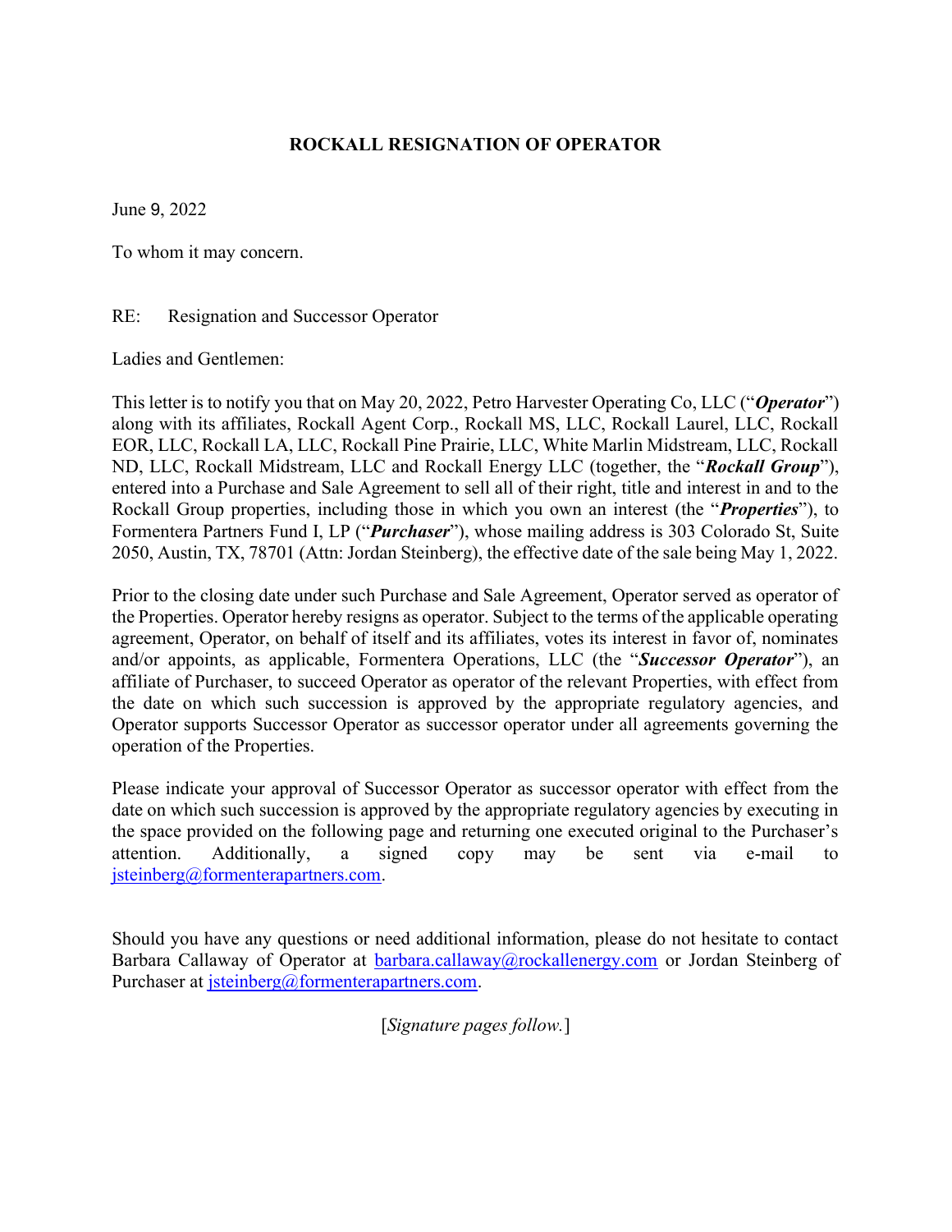# ROCKALL RESIGNATION OF OPERATOR

June 9, 2022

To whom it may concern.

RE: Resignation and Successor Operator

Ladies and Gentlemen:

This letter is to notify you that on May 20, 2022, Petro Harvester Operating Co, LLC ("***Operator***") along with its affiliates, Rockall Agent Corp., Rockall MS, LLC, Rockall Laurel, LLC, Rockall EOR, LLC, Rockall LA, LLC, Rockall Pine Prairie, LLC, White Marlin Midstream, LLC, Rockall ND, LLC, Rockall Midstream, LLC and Rockall Energy LLC (together, the "***Rockall Group***"), entered into a Purchase and Sale Agreement to sell all of their right, title and interest in and to the Rockall Group properties, including those in which you own an interest (the "***Properties***"), to Formentera Partners Fund I, LP ("***Purchaser***"), whose mailing address is 303 Colorado St, Suite 2050, Austin, TX, 78701 (Attn: Jordan Steinberg), the effective date of the sale being May 1, 2022.

Prior to the closing date under such Purchase and Sale Agreement, Operator served as operator of the Properties. Operator hereby resigns as operator. Subject to the terms of the applicable operating agreement, Operator, on behalf of itself and its affiliates, votes its interest in favor of, nominates and/or appoints, as applicable, Formentera Operations, LLC (the "***Successor Operator***"), an affiliate of Purchaser, to succeed Operator as operator of the relevant Properties, with effect from the date on which such succession is approved by the appropriate regulatory agencies, and Operator supports Successor Operator as successor operator under all agreements governing the operation of the Properties.

Please indicate your approval of Successor Operator as successor operator with effect from the date on which such succession is approved by the appropriate regulatory agencies by executing in the space provided on the following page and returning one executed original to the Purchaser's attention. Additionally, a signed copy may be sent via e-mail to jsteinberg@formenterapartners.com.

Should you have any questions or need additional information, please do not hesitate to contact Barbara Callaway of Operator at barbara.callaway@rockallenergy.com or Jordan Steinberg of Purchaser at jsteinberg@formenterapartners.com.

[*Signature pages follow.*]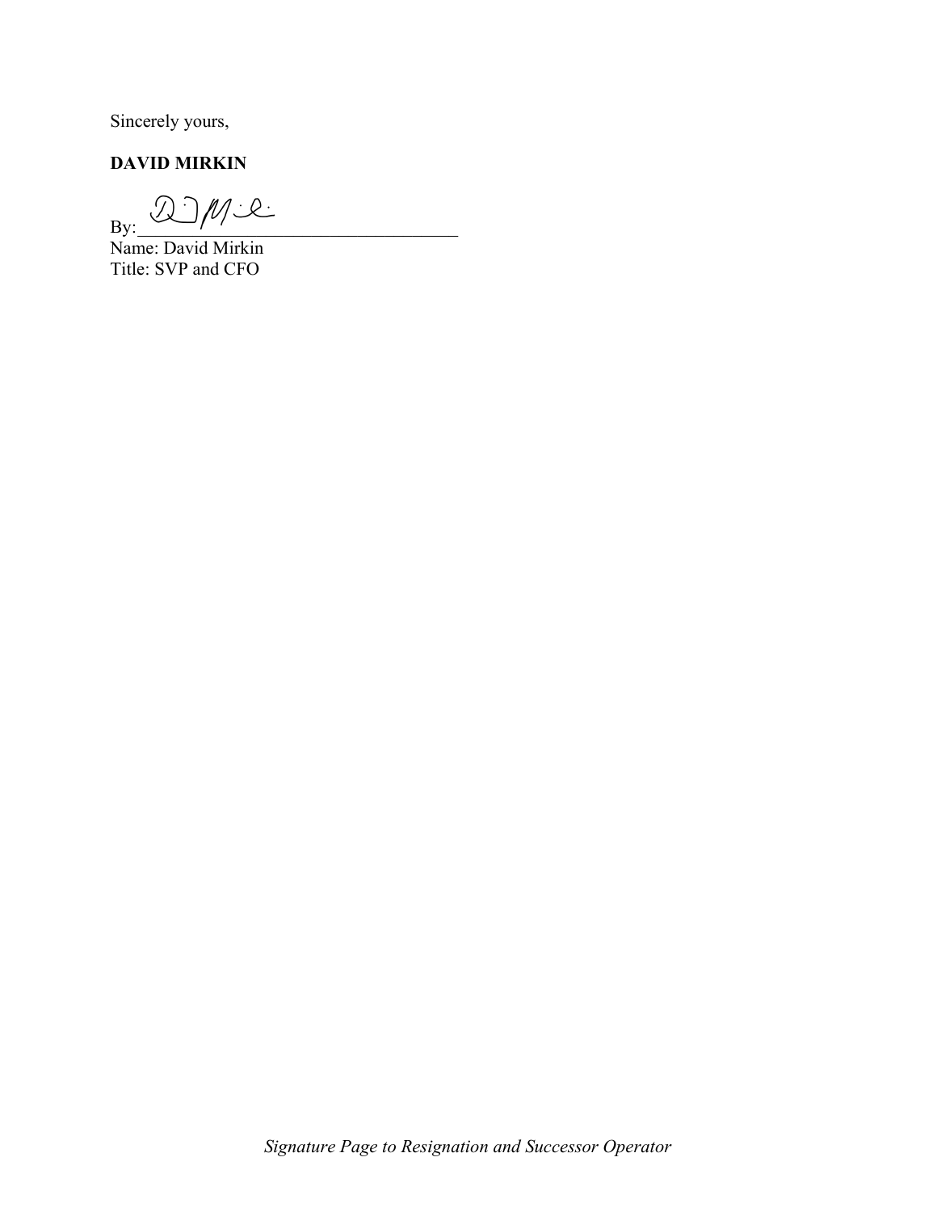Sincerely yours,

**DAVID MIRKIN**

By: ___________________________________

Name: David Mirkin

Title: SVP and CFO

*Signature Page to Resignation and Successor Operator*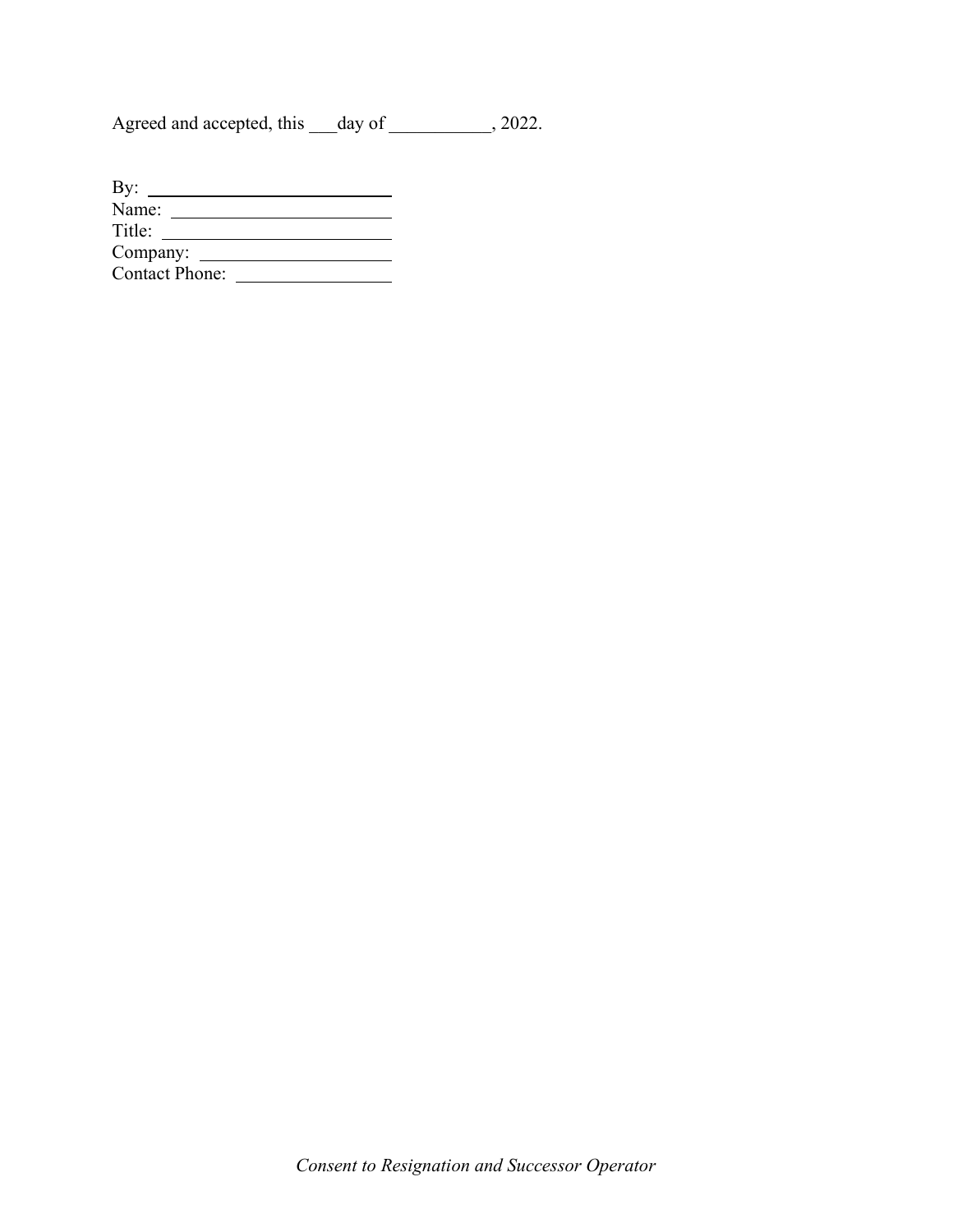Agreed and accepted, this ___day of ___________, 2022.

By: ___________________________
Name: _________________________
Title: __________________________
Company: ______________________
Contact Phone: _________________